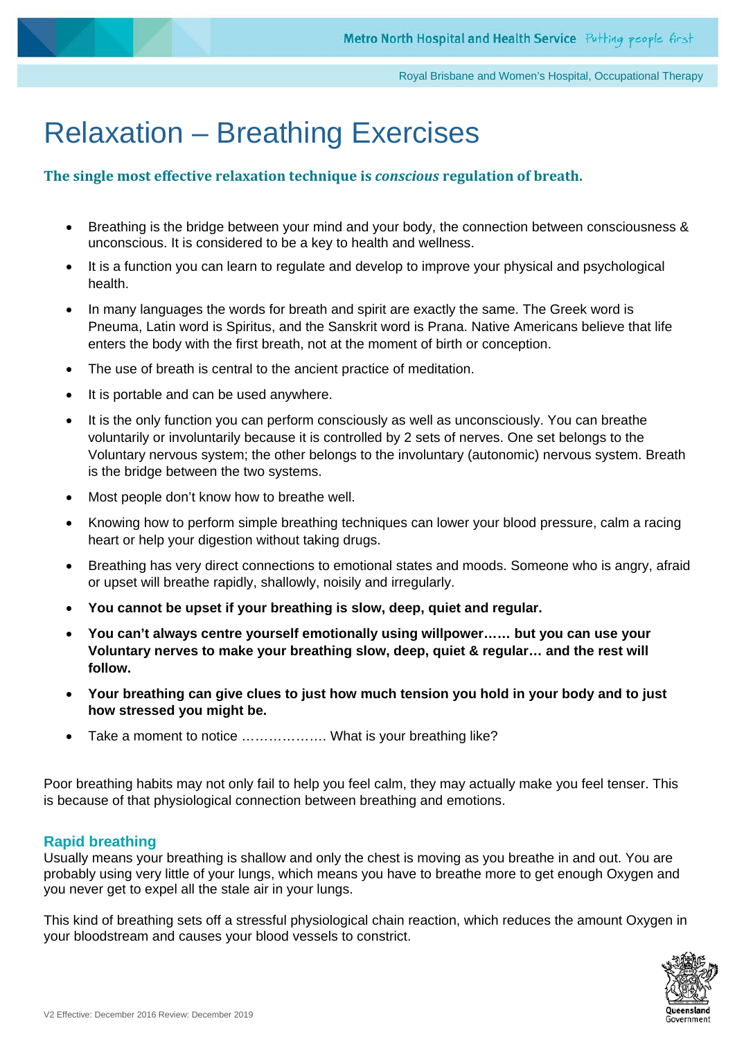# Relaxation – Breathing Exercises

**The single most effective relaxation technique is *conscious* regulation of breath.**

- Breathing is the bridge between your mind and your body, the connection between consciousness & unconscious. It is considered to be a key to health and wellness.
- It is a function you can learn to regulate and develop to improve your physical and psychological health.
- In many languages the words for breath and spirit are exactly the same. The Greek word is Pneuma, Latin word is Spiritus, and the Sanskrit word is Prana. Native Americans believe that life enters the body with the first breath, not at the moment of birth or conception.
- The use of breath is central to the ancient practice of meditation.
- It is portable and can be used anywhere.
- It is the only function you can perform consciously as well as unconsciously. You can breathe voluntarily or involuntarily because it is controlled by 2 sets of nerves. One set belongs to the Voluntary nervous system; the other belongs to the involuntary (autonomic) nervous system. Breath is the bridge between the two systems.
- Most people don't know how to breathe well.
- Knowing how to perform simple breathing techniques can lower your blood pressure, calm a racing heart or help your digestion without taking drugs.
- Breathing has very direct connections to emotional states and moods. Someone who is angry, afraid or upset will breathe rapidly, shallowly, noisily and irregularly.
- **You cannot be upset if your breathing is slow, deep, quiet and regular.**
- **You can't always centre yourself emotionally using willpower…… but you can use your Voluntary nerves to make your breathing slow, deep, quiet & regular… and the rest will follow.**
- **Your breathing can give clues to just how much tension you hold in your body and to just how stressed you might be.**
- Take a moment to notice ………………. What is your breathing like?

Poor breathing habits may not only fail to help you feel calm, they may actually make you feel tenser. This is because of that physiological connection between breathing and emotions.

### Rapid breathing

Usually means your breathing is shallow and only the chest is moving as you breathe in and out. You are probably using very little of your lungs, which means you have to breathe more to get enough Oxygen and you never get to expel all the stale air in your lungs.

This kind of breathing sets off a stressful physiological chain reaction, which reduces the amount Oxygen in your bloodstream and causes your blood vessels to constrict.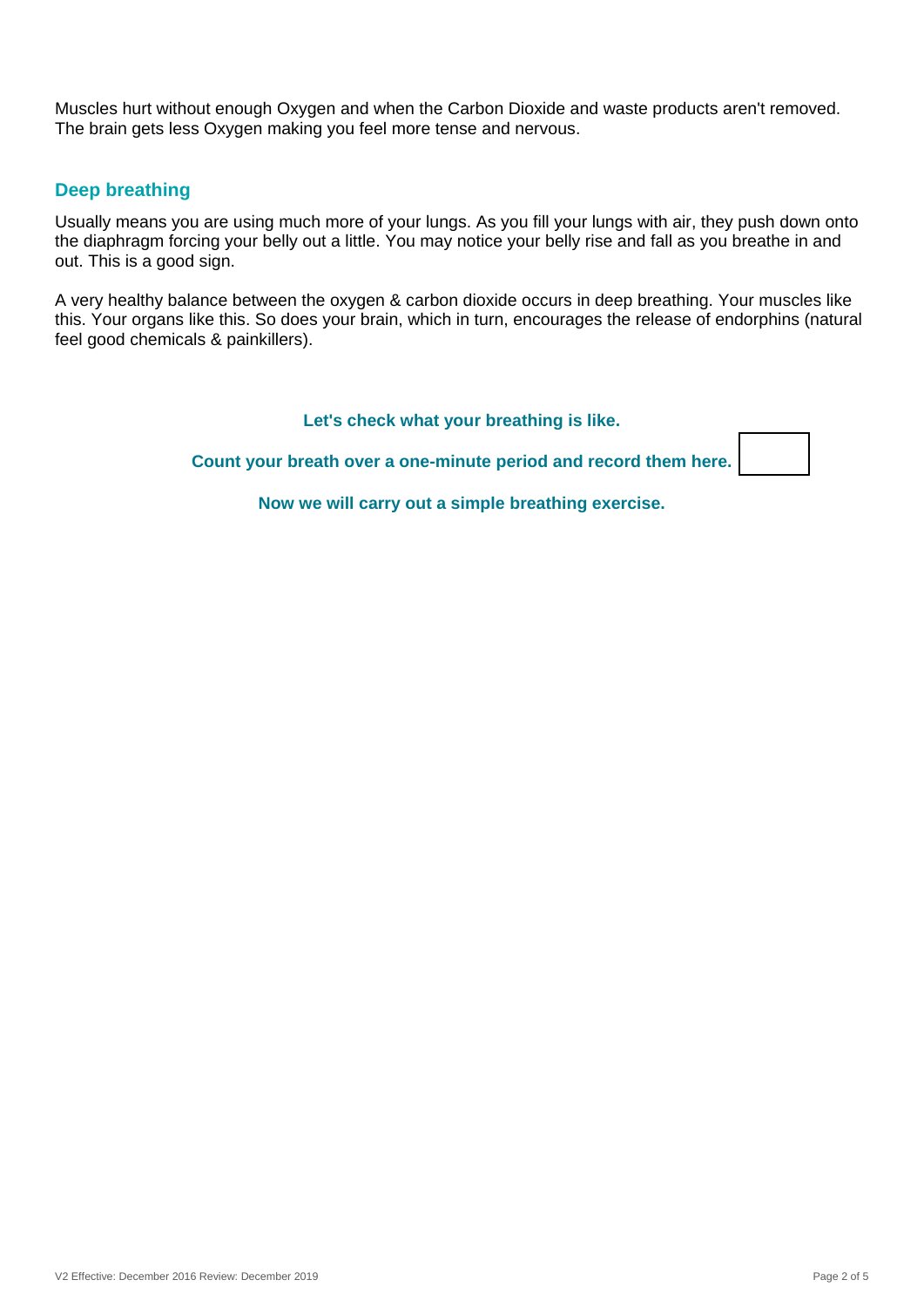Muscles hurt without enough Oxygen and when the Carbon Dioxide and waste products aren't removed. The brain gets less Oxygen making you feel more tense and nervous.

## Deep breathing

Usually means you are using much more of your lungs. As you fill your lungs with air, they push down onto the diaphragm forcing your belly out a little. You may notice your belly rise and fall as you breathe in and out. This is a good sign.

A very healthy balance between the oxygen & carbon dioxide occurs in deep breathing. Your muscles like this. Your organs like this. So does your brain, which in turn, encourages the release of endorphins (natural feel good chemicals & painkillers).

**Let's check what your breathing is like.**

**Count your breath over a one-minute period and record them here.** 

| |
|---|
| |

**Now we will carry out a simple breathing exercise.**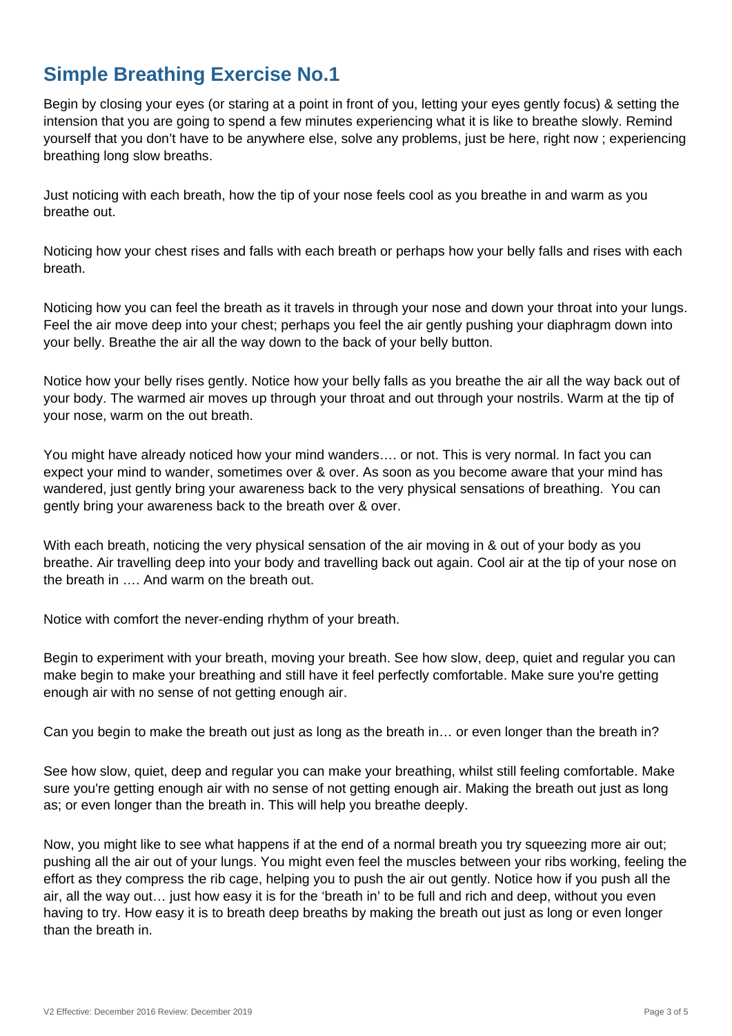## Simple Breathing Exercise No.1

Begin by closing your eyes (or staring at a point in front of you, letting your eyes gently focus) & setting the intension that you are going to spend a few minutes experiencing what it is like to breathe slowly. Remind yourself that you don't have to be anywhere else, solve any problems, just be here, right now ; experiencing breathing long slow breaths.

Just noticing with each breath, how the tip of your nose feels cool as you breathe in and warm as you breathe out.

Noticing how your chest rises and falls with each breath or perhaps how your belly falls and rises with each breath.

Noticing how you can feel the breath as it travels in through your nose and down your throat into your lungs. Feel the air move deep into your chest; perhaps you feel the air gently pushing your diaphragm down into your belly. Breathe the air all the way down to the back of your belly button.

Notice how your belly rises gently. Notice how your belly falls as you breathe the air all the way back out of your body. The warmed air moves up through your throat and out through your nostrils. Warm at the tip of your nose, warm on the out breath.

You might have already noticed how your mind wanders…. or not. This is very normal. In fact you can expect your mind to wander, sometimes over & over. As soon as you become aware that your mind has wandered, just gently bring your awareness back to the very physical sensations of breathing. You can gently bring your awareness back to the breath over & over.

With each breath, noticing the very physical sensation of the air moving in & out of your body as you breathe. Air travelling deep into your body and travelling back out again. Cool air at the tip of your nose on the breath in …. And warm on the breath out.

Notice with comfort the never-ending rhythm of your breath.

Begin to experiment with your breath, moving your breath. See how slow, deep, quiet and regular you can make begin to make your breathing and still have it feel perfectly comfortable. Make sure you're getting enough air with no sense of not getting enough air.

Can you begin to make the breath out just as long as the breath in… or even longer than the breath in?

See how slow, quiet, deep and regular you can make your breathing, whilst still feeling comfortable. Make sure you're getting enough air with no sense of not getting enough air. Making the breath out just as long as; or even longer than the breath in. This will help you breathe deeply.

Now, you might like to see what happens if at the end of a normal breath you try squeezing more air out; pushing all the air out of your lungs. You might even feel the muscles between your ribs working, feeling the effort as they compress the rib cage, helping you to push the air out gently. Notice how if you push all the air, all the way out… just how easy it is for the 'breath in' to be full and rich and deep, without you even having to try. How easy it is to breath deep breaths by making the breath out just as long or even longer than the breath in.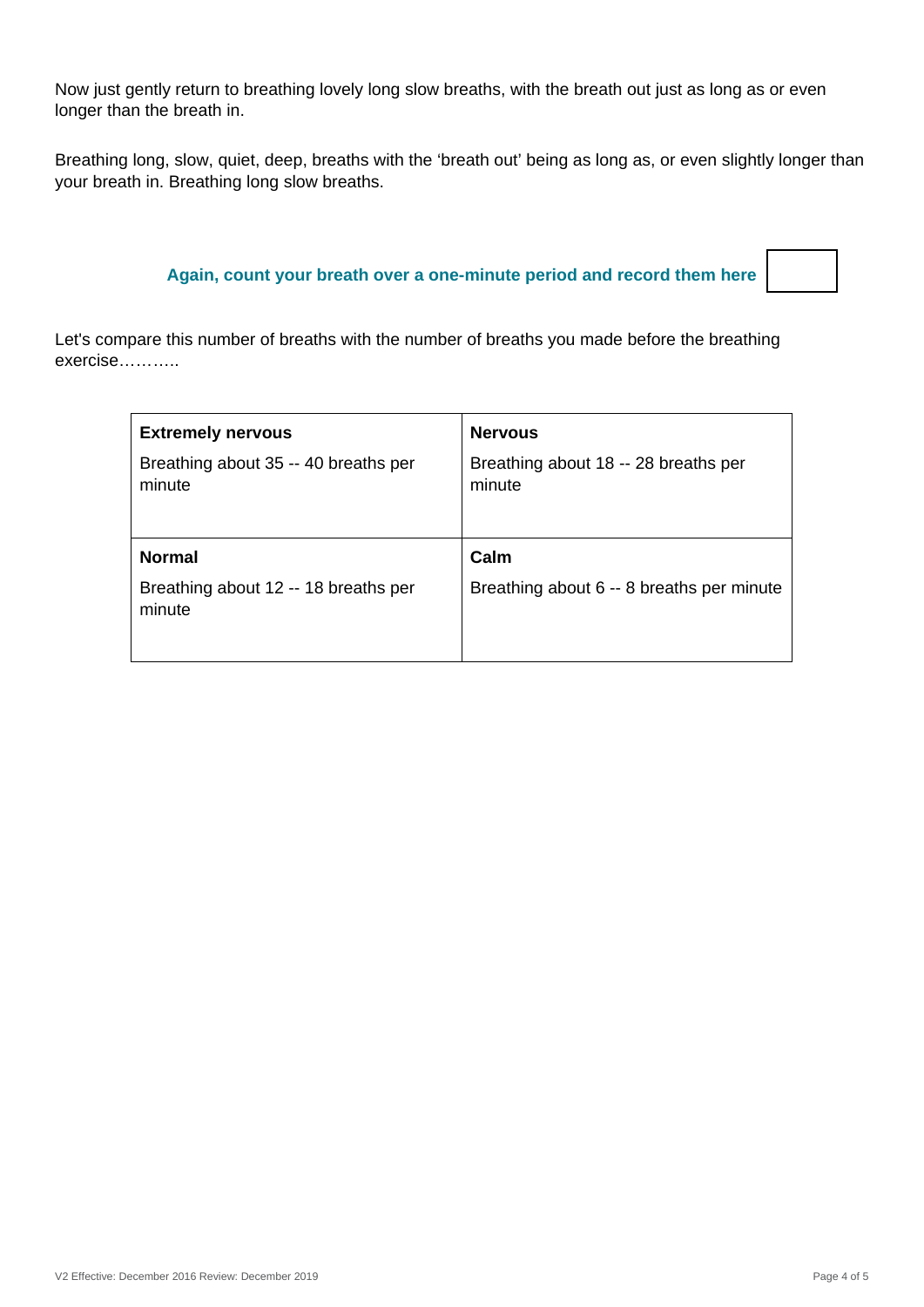Now just gently return to breathing lovely long slow breaths, with the breath out just as long as or even longer than the breath in.

Breathing long, slow, quiet, deep, breaths with the 'breath out' being as long as, or even slightly longer than your breath in. Breathing long slow breaths.

**Again, count your breath over a one-minute period and record them here** [ ]

Let's compare this number of breaths with the number of breaths you made before the breathing exercise………..

| **Extremely nervous**<br>Breathing about 35 -- 40 breaths per minute | **Nervous**<br>Breathing about 18 -- 28 breaths per minute |
|---|---|
| **Normal**<br>Breathing about 12 -- 18 breaths per minute | **Calm**<br>Breathing about 6 -- 8 breaths per minute |

V2 Effective: December 2016 Review: December 2019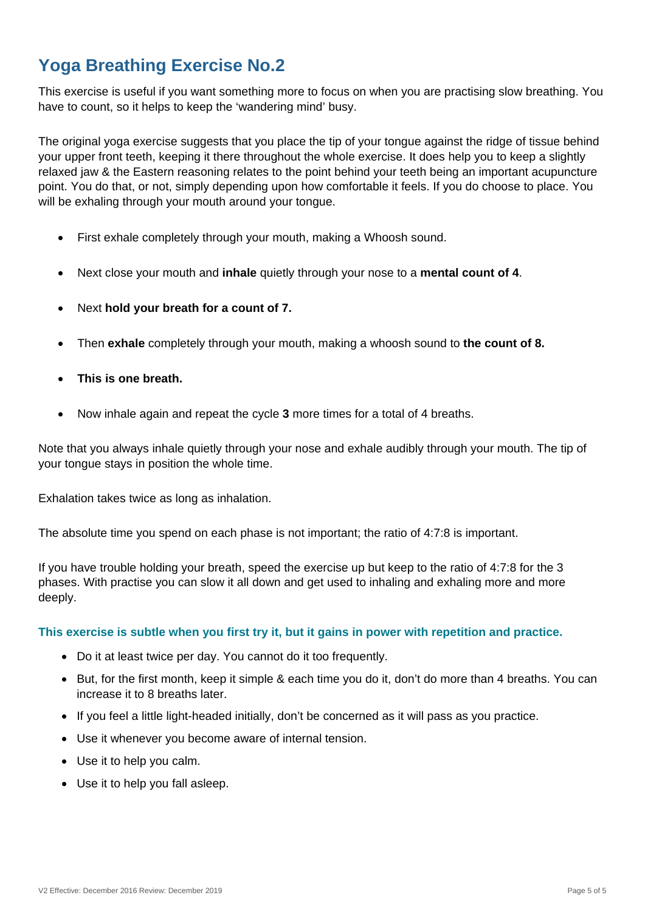## Yoga Breathing Exercise No.2

This exercise is useful if you want something more to focus on when you are practising slow breathing. You have to count, so it helps to keep the 'wandering mind' busy.

The original yoga exercise suggests that you place the tip of your tongue against the ridge of tissue behind your upper front teeth, keeping it there throughout the whole exercise. It does help you to keep a slightly relaxed jaw & the Eastern reasoning relates to the point behind your teeth being an important acupuncture point. You do that, or not, simply depending upon how comfortable it feels. If you do choose to place. You will be exhaling through your mouth around your tongue.

- First exhale completely through your mouth, making a Whoosh sound.
- Next close your mouth and **inhale** quietly through your nose to a **mental count of 4**.
- Next **hold your breath for a count of 7.**
- Then **exhale** completely through your mouth, making a whoosh sound to **the count of 8.**
- **This is one breath.**
- Now inhale again and repeat the cycle **3** more times for a total of 4 breaths.

Note that you always inhale quietly through your nose and exhale audibly through your mouth. The tip of your tongue stays in position the whole time.

Exhalation takes twice as long as inhalation.

The absolute time you spend on each phase is not important; the ratio of 4:7:8 is important.

If you have trouble holding your breath, speed the exercise up but keep to the ratio of 4:7:8 for the 3 phases. With practise you can slow it all down and get used to inhaling and exhaling more and more deeply.

**This exercise is subtle when you first try it, but it gains in power with repetition and practice.**

- Do it at least twice per day. You cannot do it too frequently.
- But, for the first month, keep it simple & each time you do it, don't do more than 4 breaths. You can increase it to 8 breaths later.
- If you feel a little light-headed initially, don't be concerned as it will pass as you practice.
- Use it whenever you become aware of internal tension.
- Use it to help you calm.
- Use it to help you fall asleep.

V2 Effective: December 2016 Review: December 2019